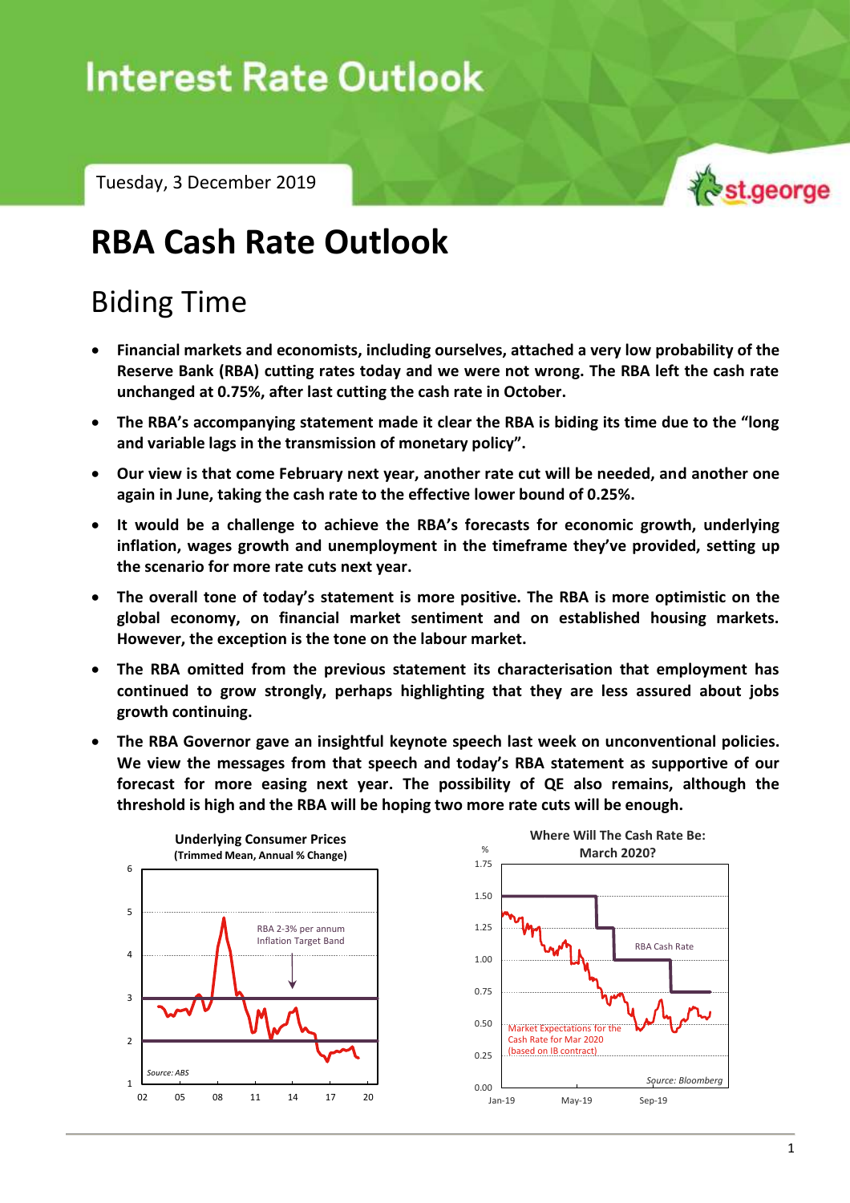# Interest Rate Outlook

Tuesday, 3 December 2019

# RBA Cash Rate Outlook

## Biding Time

- **Financial markets and economists, including ourselves, attached a very low probability of the Reserve Bank (RBA) cutting rates today and we were not wrong. The RBA left the cash rate unchanged at 0.75%, after last cutting the cash rate in October.**
- **The RBA's accompanying statement made it clear the RBA is biding its time due to the "long and variable lags in the transmission of monetary policy".**
- **Our view is that come February next year, another rate cut will be needed, and another one again in June, taking the cash rate to the effective lower bound of 0.25%.**
- **It would be a challenge to achieve the RBA's forecasts for economic growth, underlying inflation, wages growth and unemployment in the timeframe they've provided, setting up the scenario for more rate cuts next year.**
- **The overall tone of today's statement is more positive. The RBA is more optimistic on the global economy, on financial market sentiment and on established housing markets. However, the exception is the tone on the labour market.**
- **The RBA omitted from the previous statement its characterisation that employment has continued to grow strongly, perhaps highlighting that they are less assured about jobs growth continuing.**
- **The RBA Governor gave an insightful keynote speech last week on unconventional policies. We view the messages from that speech and today's RBA statement as supportive of our forecast for more easing next year. The possibility of QE also remains, although the threshold is high and the RBA will be hoping two more rate cuts will be enough.**

**Underlying Consumer Prices (Trimmed Mean, Annual % Change)**

RBA 2-3% per annum Inflation Target Band

Source: ABS

**Where Will The Cash Rate Be: March 2020?**

RBA Cash Rate

Market Expectations for the Cash Rate for Mar 2020 (based on IB contract)

Source: Bloomberg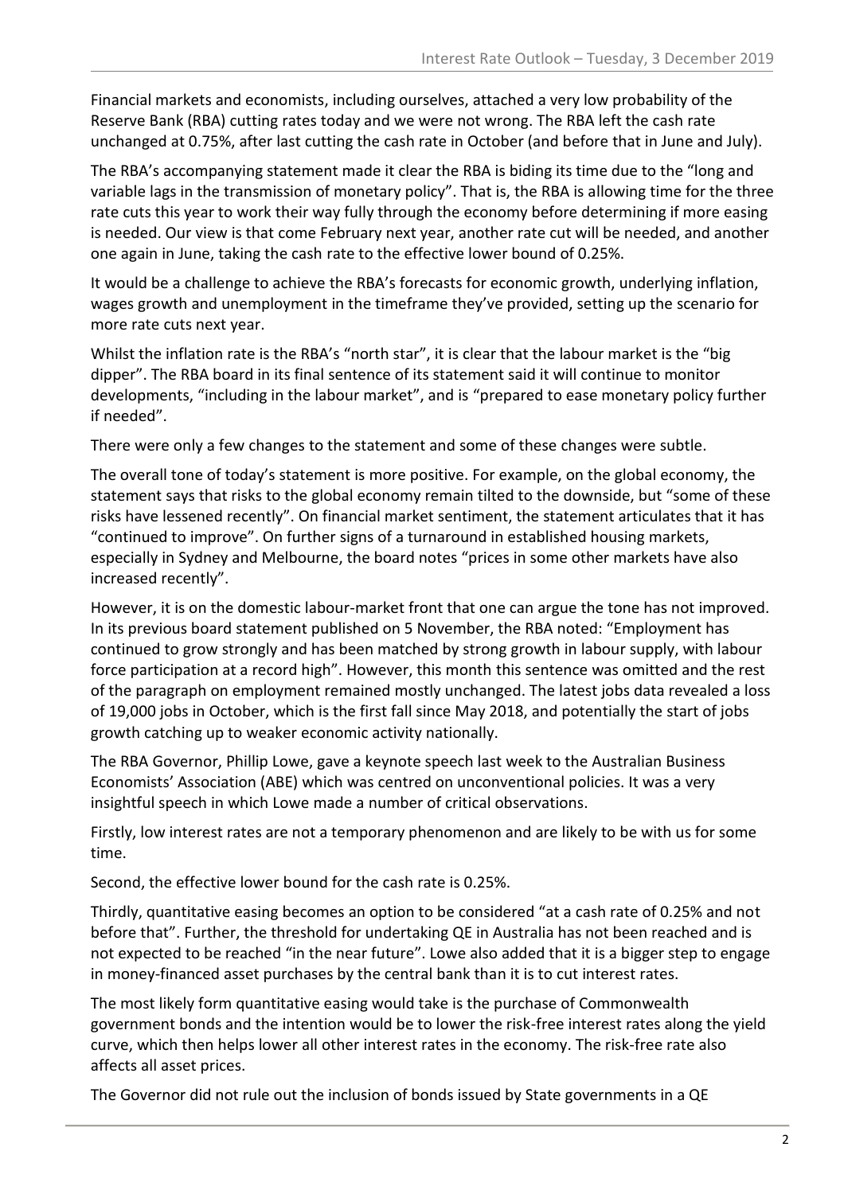Financial markets and economists, including ourselves, attached a very low probability of the Reserve Bank (RBA) cutting rates today and we were not wrong. The RBA left the cash rate unchanged at 0.75%, after last cutting the cash rate in October (and before that in June and July).

The RBA's accompanying statement made it clear the RBA is biding its time due to the "long and variable lags in the transmission of monetary policy". That is, the RBA is allowing time for the three rate cuts this year to work their way fully through the economy before determining if more easing is needed. Our view is that come February next year, another rate cut will be needed, and another one again in June, taking the cash rate to the effective lower bound of 0.25%.

It would be a challenge to achieve the RBA's forecasts for economic growth, underlying inflation, wages growth and unemployment in the timeframe they've provided, setting up the scenario for more rate cuts next year.

Whilst the inflation rate is the RBA's "north star", it is clear that the labour market is the "big dipper". The RBA board in its final sentence of its statement said it will continue to monitor developments, "including in the labour market", and is "prepared to ease monetary policy further if needed".

There were only a few changes to the statement and some of these changes were subtle.

The overall tone of today's statement is more positive. For example, on the global economy, the statement says that risks to the global economy remain tilted to the downside, but "some of these risks have lessened recently". On financial market sentiment, the statement articulates that it has "continued to improve". On further signs of a turnaround in established housing markets, especially in Sydney and Melbourne, the board notes "prices in some other markets have also increased recently".

However, it is on the domestic labour-market front that one can argue the tone has not improved. In its previous board statement published on 5 November, the RBA noted: "Employment has continued to grow strongly and has been matched by strong growth in labour supply, with labour force participation at a record high". However, this month this sentence was omitted and the rest of the paragraph on employment remained mostly unchanged. The latest jobs data revealed a loss of 19,000 jobs in October, which is the first fall since May 2018, and potentially the start of jobs growth catching up to weaker economic activity nationally.

The RBA Governor, Phillip Lowe, gave a keynote speech last week to the Australian Business Economists' Association (ABE) which was centred on unconventional policies. It was a very insightful speech in which Lowe made a number of critical observations.

Firstly, low interest rates are not a temporary phenomenon and are likely to be with us for some time.

Second, the effective lower bound for the cash rate is 0.25%.

Thirdly, quantitative easing becomes an option to be considered "at a cash rate of 0.25% and not before that". Further, the threshold for undertaking QE in Australia has not been reached and is not expected to be reached "in the near future". Lowe also added that it is a bigger step to engage in money-financed asset purchases by the central bank than it is to cut interest rates.

The most likely form quantitative easing would take is the purchase of Commonwealth government bonds and the intention would be to lower the risk-free interest rates along the yield curve, which then helps lower all other interest rates in the economy. The risk-free rate also affects all asset prices.

The Governor did not rule out the inclusion of bonds issued by State governments in a QE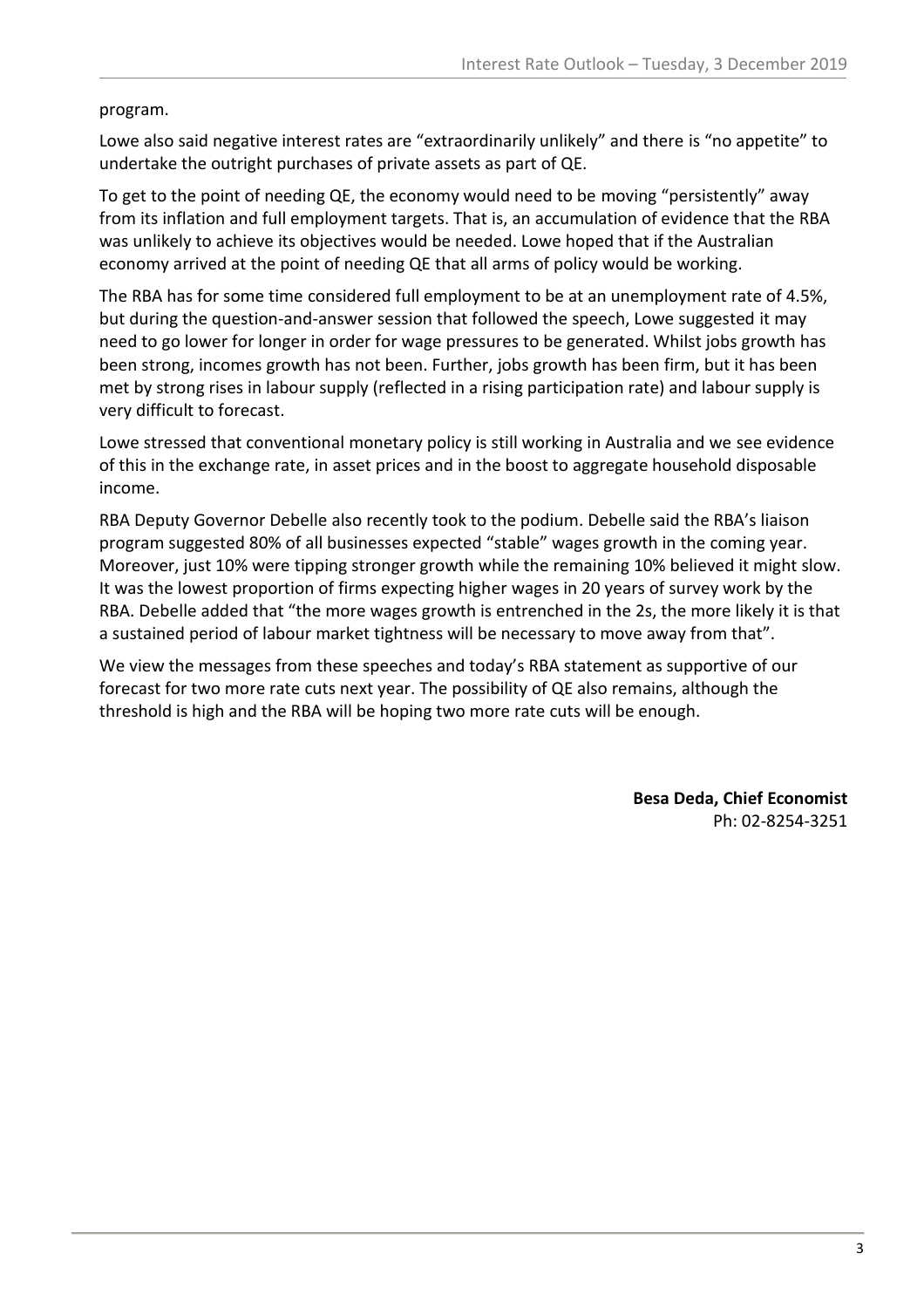program.

Lowe also said negative interest rates are "extraordinarily unlikely" and there is "no appetite" to undertake the outright purchases of private assets as part of QE.

To get to the point of needing QE, the economy would need to be moving "persistently" away from its inflation and full employment targets. That is, an accumulation of evidence that the RBA was unlikely to achieve its objectives would be needed. Lowe hoped that if the Australian economy arrived at the point of needing QE that all arms of policy would be working.

The RBA has for some time considered full employment to be at an unemployment rate of 4.5%, but during the question-and-answer session that followed the speech, Lowe suggested it may need to go lower for longer in order for wage pressures to be generated. Whilst jobs growth has been strong, incomes growth has not been. Further, jobs growth has been firm, but it has been met by strong rises in labour supply (reflected in a rising participation rate) and labour supply is very difficult to forecast.

Lowe stressed that conventional monetary policy is still working in Australia and we see evidence of this in the exchange rate, in asset prices and in the boost to aggregate household disposable income.

RBA Deputy Governor Debelle also recently took to the podium. Debelle said the RBA's liaison program suggested 80% of all businesses expected "stable" wages growth in the coming year. Moreover, just 10% were tipping stronger growth while the remaining 10% believed it might slow. It was the lowest proportion of firms expecting higher wages in 20 years of survey work by the RBA. Debelle added that "the more wages growth is entrenched in the 2s, the more likely it is that a sustained period of labour market tightness will be necessary to move away from that".

We view the messages from these speeches and today's RBA statement as supportive of our forecast for two more rate cuts next year. The possibility of QE also remains, although the threshold is high and the RBA will be hoping two more rate cuts will be enough.

**Besa Deda, Chief Economist**
Ph: 02-8254-3251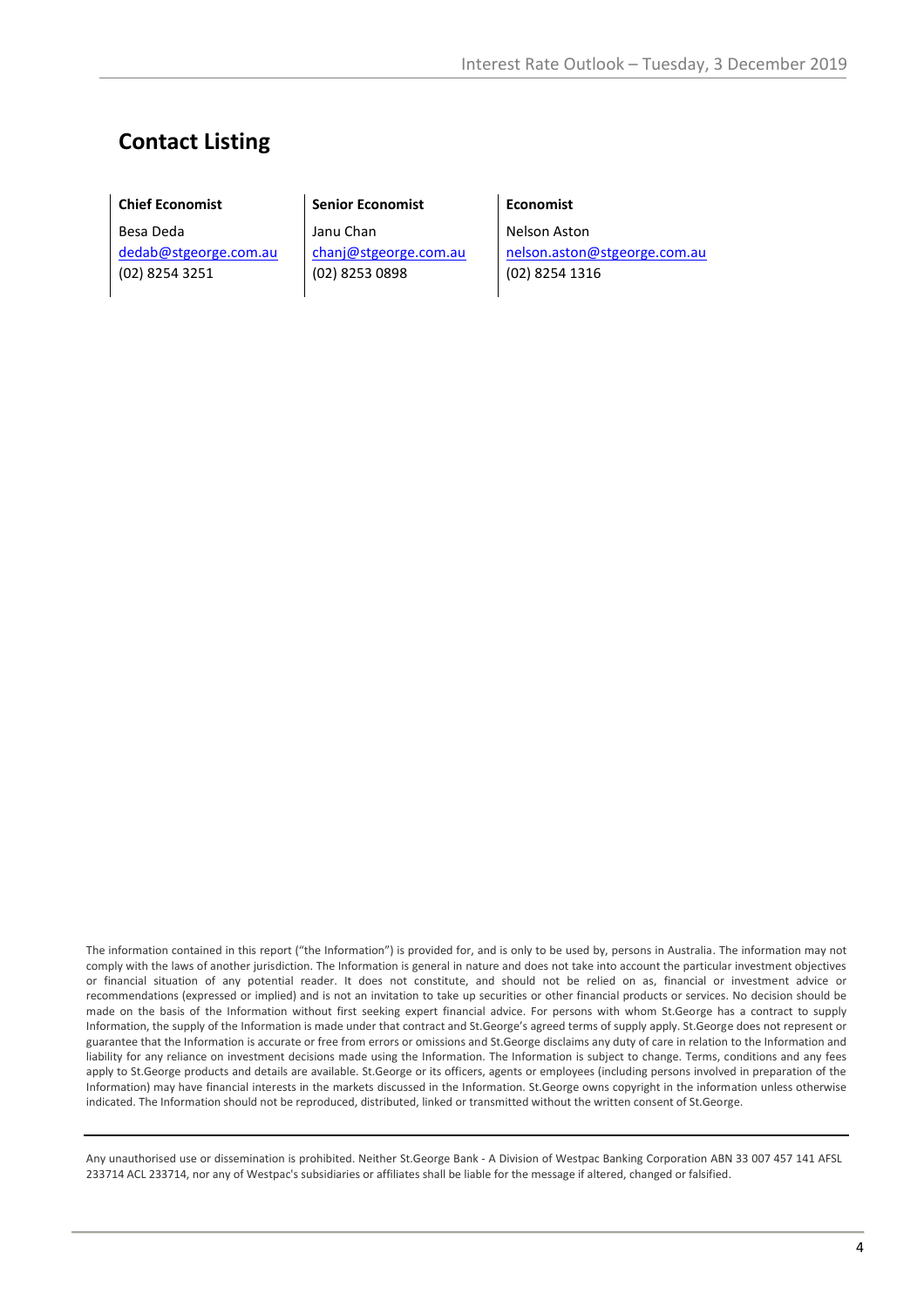## Contact Listing

**Chief Economist**

Besa Deda
dedab@stgeorge.com.au
(02) 8254 3251

**Senior Economist**

Janu Chan
chanj@stgeorge.com.au
(02) 8253 0898

**Economist**

Nelson Aston
nelson.aston@stgeorge.com.au
(02) 8254 1316

The information contained in this report ("the Information") is provided for, and is only to be used by, persons in Australia. The information may not comply with the laws of another jurisdiction. The Information is general in nature and does not take into account the particular investment objectives or financial situation of any potential reader. It does not constitute, and should not be relied on as, financial or investment advice or recommendations (expressed or implied) and is not an invitation to take up securities or other financial products or services. No decision should be made on the basis of the Information without first seeking expert financial advice. For persons with whom St.George has a contract to supply Information, the supply of the Information is made under that contract and St.George's agreed terms of supply apply. St.George does not represent or guarantee that the Information is accurate or free from errors or omissions and St.George disclaims any duty of care in relation to the Information and liability for any reliance on investment decisions made using the Information. The Information is subject to change. Terms, conditions and any fees apply to St.George products and details are available. St.George or its officers, agents or employees (including persons involved in preparation of the Information) may have financial interests in the markets discussed in the Information. St.George owns copyright in the information unless otherwise indicated. The Information should not be reproduced, distributed, linked or transmitted without the written consent of St.George.

Any unauthorised use or dissemination is prohibited. Neither St.George Bank - A Division of Westpac Banking Corporation ABN 33 007 457 141 AFSL 233714 ACL 233714, nor any of Westpac's subsidiaries or affiliates shall be liable for the message if altered, changed or falsified.